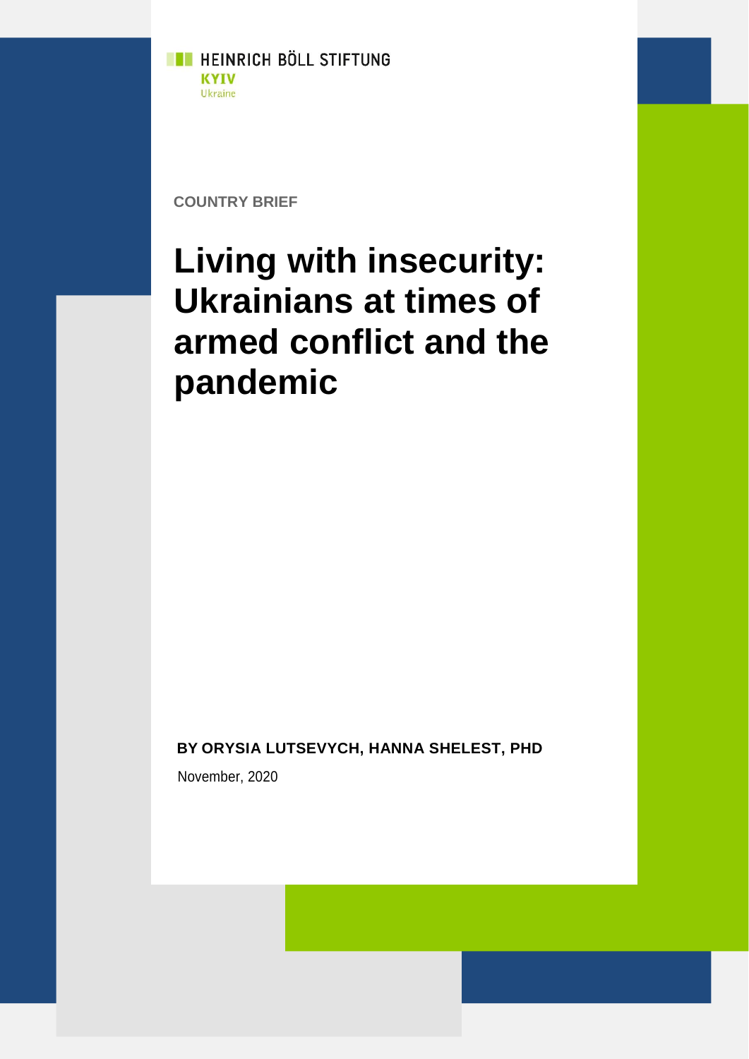HEINRICH BÖLL STIFTUNG
KYIV
Ukraine

COUNTRY BRIEF

# Living with insecurity: Ukrainians at times of armed conflict and the pandemic

**BY ORYSIA LUTSEVYCH, HANNA SHELEST, PHD**

November, 2020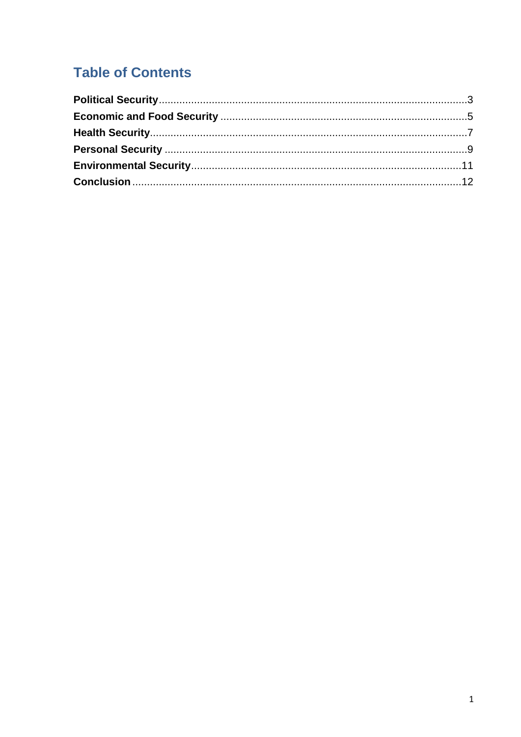# Table of Contents

**Political Security**........................................................................................................3
**Economic and Food Security** ...................................................................................5
**Health Security**...........................................................................................................7
**Personal Security** ......................................................................................................9
**Environmental Security**...........................................................................................11
**Conclusion**...............................................................................................................12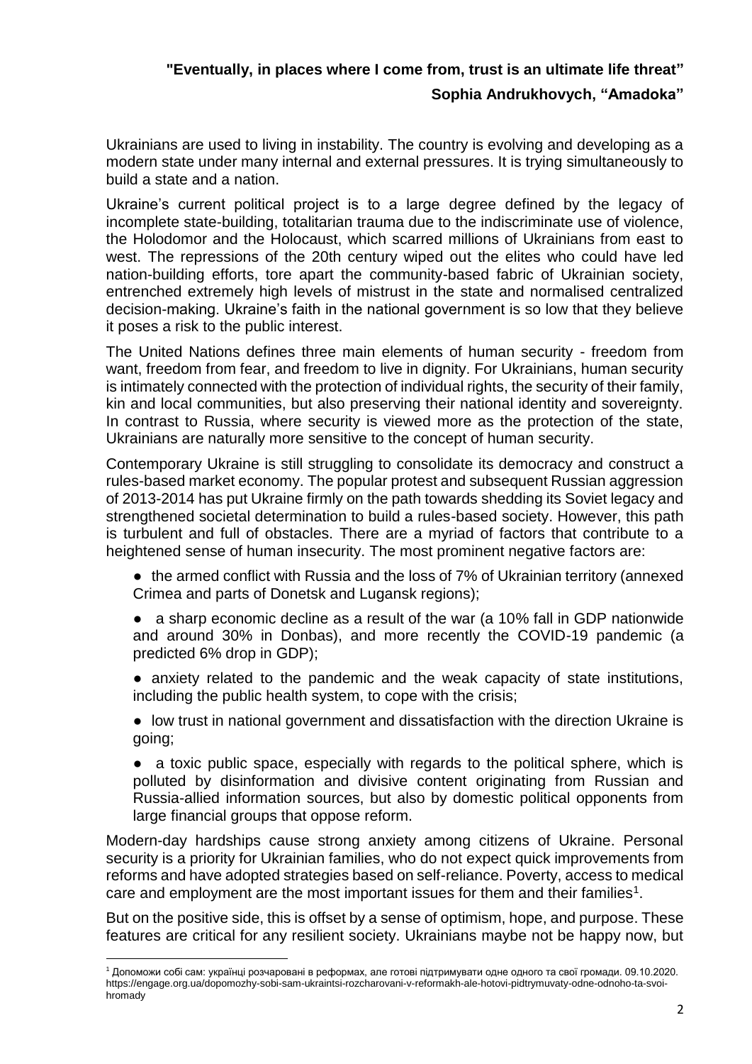**"Eventually, in places where I come from, trust is an ultimate life threat"**

**Sophia Andrukhovych, "Amadoka"**

Ukrainians are used to living in instability. The country is evolving and developing as a modern state under many internal and external pressures. It is trying simultaneously to build a state and a nation.

Ukraine's current political project is to a large degree defined by the legacy of incomplete state-building, totalitarian trauma due to the indiscriminate use of violence, the Holodomor and the Holocaust, which scarred millions of Ukrainians from east to west. The repressions of the 20th century wiped out the elites who could have led nation-building efforts, tore apart the community-based fabric of Ukrainian society, entrenched extremely high levels of mistrust in the state and normalised centralized decision-making. Ukraine's faith in the national government is so low that they believe it poses a risk to the public interest.

The United Nations defines three main elements of human security - freedom from want, freedom from fear, and freedom to live in dignity. For Ukrainians, human security is intimately connected with the protection of individual rights, the security of their family, kin and local communities, but also preserving their national identity and sovereignty. In contrast to Russia, where security is viewed more as the protection of the state, Ukrainians are naturally more sensitive to the concept of human security.

Contemporary Ukraine is still struggling to consolidate its democracy and construct a rules-based market economy. The popular protest and subsequent Russian aggression of 2013-2014 has put Ukraine firmly on the path towards shedding its Soviet legacy and strengthened societal determination to build a rules-based society. However, this path is turbulent and full of obstacles. There are a myriad of factors that contribute to a heightened sense of human insecurity. The most prominent negative factors are:

- the armed conflict with Russia and the loss of 7% of Ukrainian territory (annexed Crimea and parts of Donetsk and Lugansk regions);
- a sharp economic decline as a result of the war (a 10% fall in GDP nationwide and around 30% in Donbas), and more recently the COVID-19 pandemic (a predicted 6% drop in GDP);
- anxiety related to the pandemic and the weak capacity of state institutions, including the public health system, to cope with the crisis;
- low trust in national government and dissatisfaction with the direction Ukraine is going;
- a toxic public space, especially with regards to the political sphere, which is polluted by disinformation and divisive content originating from Russian and Russia-allied information sources, but also by domestic political opponents from large financial groups that oppose reform.

Modern-day hardships cause strong anxiety among citizens of Ukraine. Personal security is a priority for Ukrainian families, who do not expect quick improvements from reforms and have adopted strategies based on self-reliance. Poverty, access to medical care and employment are the most important issues for them and their families[1].

But on the positive side, this is offset by a sense of optimism, hope, and purpose. These features are critical for any resilient society. Ukrainians maybe not be happy now, but

[1] Допоможи собі сам: українці розчаровані в реформах, але готові підтримувати одне одного та свої громади. 09.10.2020. https://engage.org.ua/dopomozhy-sobi-sam-ukraintsi-rozcharovani-v-reformakh-ale-hotovi-pidtrymuvaty-odne-odnoho-ta-svoi-hromady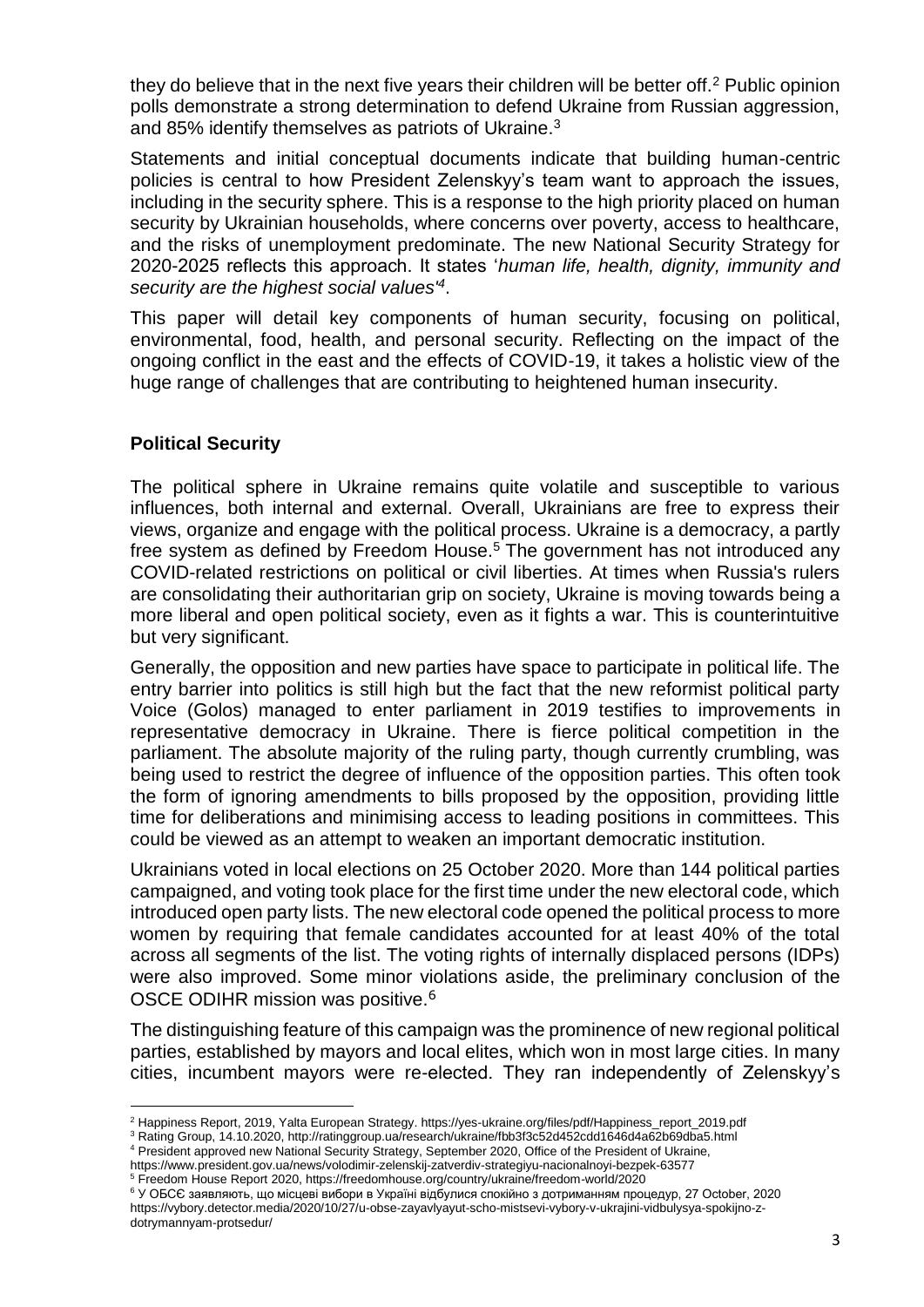they do believe that in the next five years their children will be better off.[2] Public opinion polls demonstrate a strong determination to defend Ukraine from Russian aggression, and 85% identify themselves as patriots of Ukraine.[3]

Statements and initial conceptual documents indicate that building human-centric policies is central to how President Zelenskyy's team want to approach the issues, including in the security sphere. This is a response to the high priority placed on human security by Ukrainian households, where concerns over poverty, access to healthcare, and the risks of unemployment predominate. The new National Security Strategy for 2020-2025 reflects this approach. It states '*human life, health, dignity, immunity and security are the highest social values'[4]*.

This paper will detail key components of human security, focusing on political, environmental, food, health, and personal security. Reflecting on the impact of the ongoing conflict in the east and the effects of COVID-19, it takes a holistic view of the huge range of challenges that are contributing to heightened human insecurity.

## Political Security

The political sphere in Ukraine remains quite volatile and susceptible to various influences, both internal and external. Overall, Ukrainians are free to express their views, organize and engage with the political process. Ukraine is a democracy, a partly free system as defined by Freedom House.[5] The government has not introduced any COVID-related restrictions on political or civil liberties. At times when Russia's rulers are consolidating their authoritarian grip on society, Ukraine is moving towards being a more liberal and open political society, even as it fights a war. This is counterintuitive but very significant.

Generally, the opposition and new parties have space to participate in political life. The entry barrier into politics is still high but the fact that the new reformist political party Voice (Golos) managed to enter parliament in 2019 testifies to improvements in representative democracy in Ukraine. There is fierce political competition in the parliament. The absolute majority of the ruling party, though currently crumbling, was being used to restrict the degree of influence of the opposition parties. This often took the form of ignoring amendments to bills proposed by the opposition, providing little time for deliberations and minimising access to leading positions in committees. This could be viewed as an attempt to weaken an important democratic institution.

Ukrainians voted in local elections on 25 October 2020. More than 144 political parties campaigned, and voting took place for the first time under the new electoral code, which introduced open party lists. The new electoral code opened the political process to more women by requiring that female candidates accounted for at least 40% of the total across all segments of the list. The voting rights of internally displaced persons (IDPs) were also improved. Some minor violations aside, the preliminary conclusion of the OSCE ODIHR mission was positive.[6]

The distinguishing feature of this campaign was the prominence of new regional political parties, established by mayors and local elites, which won in most large cities. In many cities, incumbent mayors were re-elected. They ran independently of Zelenskyy's

---

[2] Happiness Report, 2019, Yalta European Strategy. https://yes-ukraine.org/files/pdf/Happiness_report_2019.pdf

[3] Rating Group, 14.10.2020, http://ratinggroup.ua/research/ukraine/fbb3f3c52d452cdd1646d4a62b69dba5.html

[4] President approved new National Security Strategy, September 2020, Office of the President of Ukraine, https://www.president.gov.ua/news/volodimir-zelenskij-zatverdiv-strategiyu-nacionalnoyi-bezpek-63577

[5] Freedom House Report 2020, https://freedomhouse.org/country/ukraine/freedom-world/2020

[6] У ОБСЄ заявляють, що місцеві вибори в Україні відбулися спокійно з дотриманням процедур, 27 October, 2020 https://vybory.detector.media/2020/10/27/u-obse-zayavlyayut-scho-mistsevi-vybory-v-ukrajini-vidbulysya-spokijno-z-dotrymannyam-protsedur/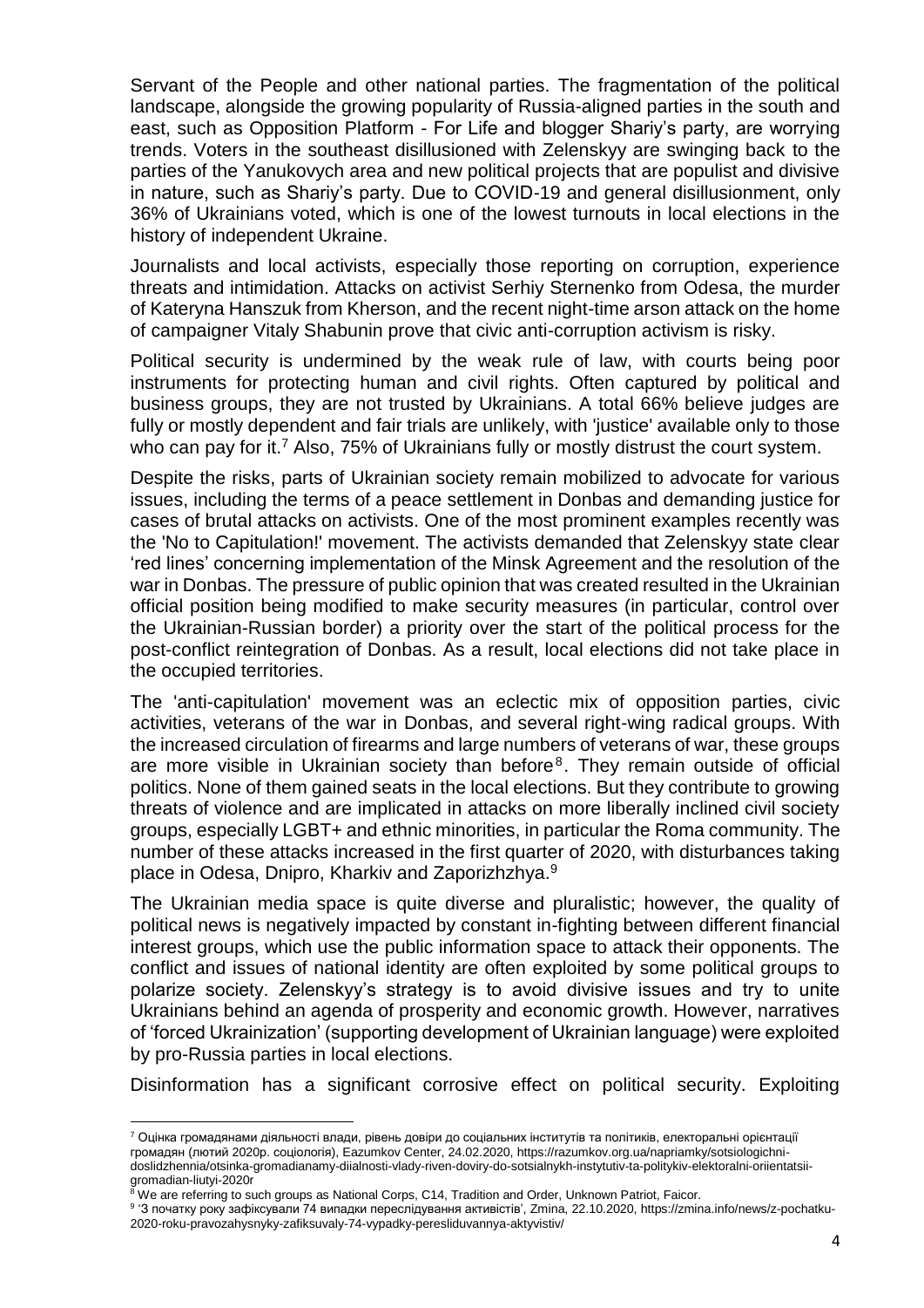Servant of the People and other national parties. The fragmentation of the political landscape, alongside the growing popularity of Russia-aligned parties in the south and east, such as Opposition Platform - For Life and blogger Shariy's party, are worrying trends. Voters in the southeast disillusioned with Zelenskyy are swinging back to the parties of the Yanukovych area and new political projects that are populist and divisive in nature, such as Shariy's party. Due to COVID-19 and general disillusionment, only 36% of Ukrainians voted, which is one of the lowest turnouts in local elections in the history of independent Ukraine.

Journalists and local activists, especially those reporting on corruption, experience threats and intimidation. Attacks on activist Serhiy Sternenko from Odesa, the murder of Kateryna Hanszuk from Kherson, and the recent night-time arson attack on the home of campaigner Vitaly Shabunin prove that civic anti-corruption activism is risky.

Political security is undermined by the weak rule of law, with courts being poor instruments for protecting human and civil rights. Often captured by political and business groups, they are not trusted by Ukrainians. A total 66% believe judges are fully or mostly dependent and fair trials are unlikely, with 'justice' available only to those who can pay for it.[7] Also, 75% of Ukrainians fully or mostly distrust the court system.

Despite the risks, parts of Ukrainian society remain mobilized to advocate for various issues, including the terms of a peace settlement in Donbas and demanding justice for cases of brutal attacks on activists. One of the most prominent examples recently was the 'No to Capitulation!' movement. The activists demanded that Zelenskyy state clear 'red lines' concerning implementation of the Minsk Agreement and the resolution of the war in Donbas. The pressure of public opinion that was created resulted in the Ukrainian official position being modified to make security measures (in particular, control over the Ukrainian-Russian border) a priority over the start of the political process for the post-conflict reintegration of Donbas. As a result, local elections did not take place in the occupied territories.

The 'anti-capitulation' movement was an eclectic mix of opposition parties, civic activities, veterans of the war in Donbas, and several right-wing radical groups. With the increased circulation of firearms and large numbers of veterans of war, these groups are more visible in Ukrainian society than before[8]. They remain outside of official politics. None of them gained seats in the local elections. But they contribute to growing threats of violence and are implicated in attacks on more liberally inclined civil society groups, especially LGBT+ and ethnic minorities, in particular the Roma community. The number of these attacks increased in the first quarter of 2020, with disturbances taking place in Odesa, Dnipro, Kharkiv and Zaporizhzhya.[9]

The Ukrainian media space is quite diverse and pluralistic; however, the quality of political news is negatively impacted by constant in-fighting between different financial interest groups, which use the public information space to attack their opponents. The conflict and issues of national identity are often exploited by some political groups to polarize society. Zelenskyy's strategy is to avoid divisive issues and try to unite Ukrainians behind an agenda of prosperity and economic growth. However, narratives of 'forced Ukrainization' (supporting development of Ukrainian language) were exploited by pro-Russia parties in local elections.

Disinformation has a significant corrosive effect on political security. Exploiting

---

[7] Оцінка громадянами діяльності влади, рівень довіри до соціальних інститутів та політиків, електоральні орієнтації громадян (лютий 2020р. соціологія), Eazumkov Center, 24.02.2020, https://razumkov.org.ua/napriamky/sotsiologichni-doslidzhennia/otsinka-gromadianamy-diialnosti-vlady-riven-doviry-do-sotsialnykh-instytutiv-ta-politykiv-elektoralni-oriientatsii-gromadian-liutyi-2020r

[8] We are referring to such groups as National Corps, C14, Tradition and Order, Unknown Patriot, Faicor.

[9] 'З початку року зафіксували 74 випадки переслідування активістів', Zmina, 22.10.2020, https://zmina.info/news/z-pochatku-2020-roku-pravozahysnyky-zafiksuvaly-74-vypadky-peresliduvannya-aktyvistiv/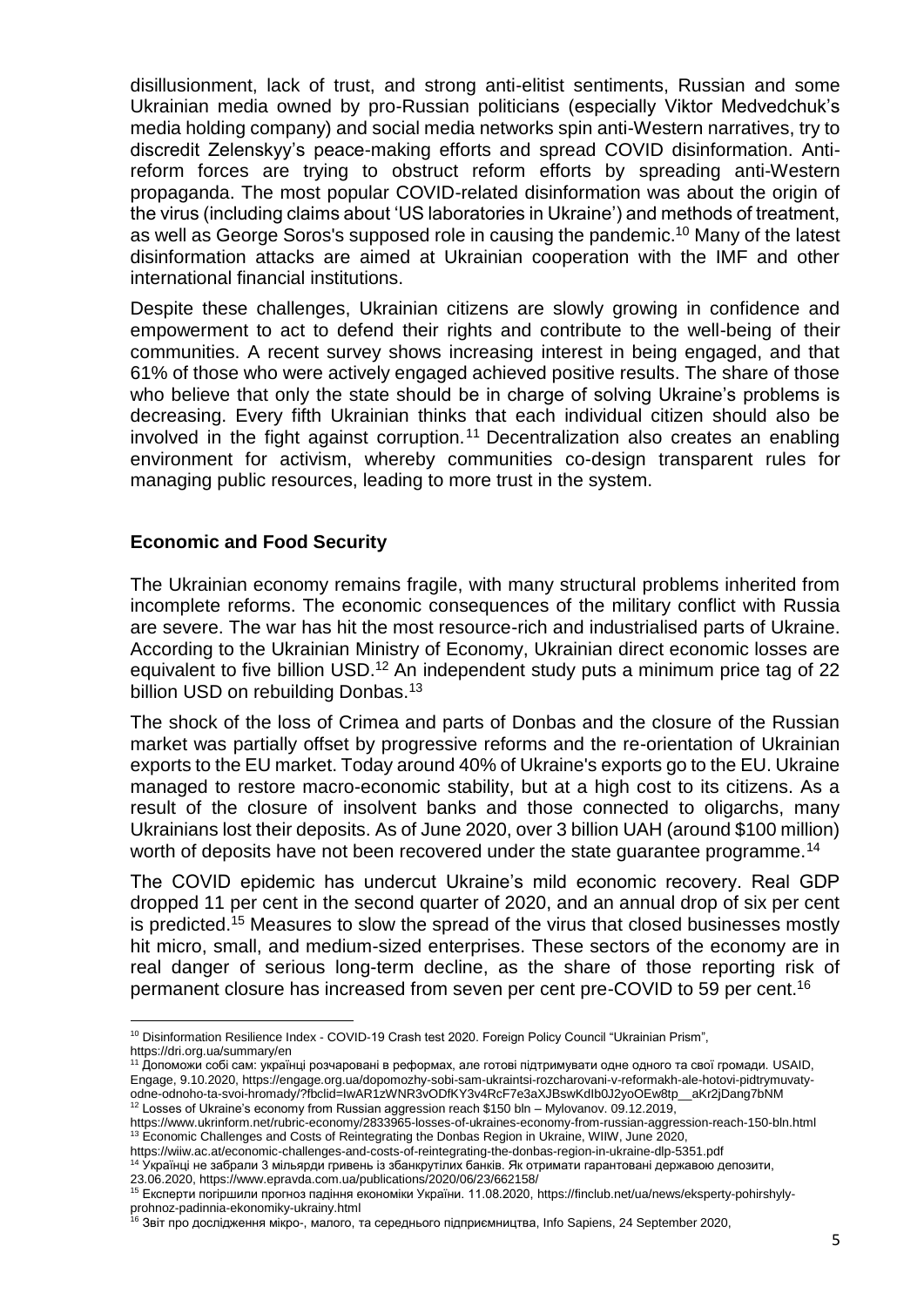disillusionment, lack of trust, and strong anti-elitist sentiments, Russian and some Ukrainian media owned by pro-Russian politicians (especially Viktor Medvedchuk's media holding company) and social media networks spin anti-Western narratives, try to discredit Zelenskyy's peace-making efforts and spread COVID disinformation. Anti-reform forces are trying to obstruct reform efforts by spreading anti-Western propaganda. The most popular COVID-related disinformation was about the origin of the virus (including claims about 'US laboratories in Ukraine') and methods of treatment, as well as George Soros's supposed role in causing the pandemic.[10] Many of the latest disinformation attacks are aimed at Ukrainian cooperation with the IMF and other international financial institutions.

Despite these challenges, Ukrainian citizens are slowly growing in confidence and empowerment to act to defend their rights and contribute to the well-being of their communities. A recent survey shows increasing interest in being engaged, and that 61% of those who were actively engaged achieved positive results. The share of those who believe that only the state should be in charge of solving Ukraine's problems is decreasing. Every fifth Ukrainian thinks that each individual citizen should also be involved in the fight against corruption.[11] Decentralization also creates an enabling environment for activism, whereby communities co-design transparent rules for managing public resources, leading to more trust in the system.

## Economic and Food Security

The Ukrainian economy remains fragile, with many structural problems inherited from incomplete reforms. The economic consequences of the military conflict with Russia are severe. The war has hit the most resource-rich and industrialised parts of Ukraine. According to the Ukrainian Ministry of Economy, Ukrainian direct economic losses are equivalent to five billion USD.[12] An independent study puts a minimum price tag of 22 billion USD on rebuilding Donbas.[13]

The shock of the loss of Crimea and parts of Donbas and the closure of the Russian market was partially offset by progressive reforms and the re-orientation of Ukrainian exports to the EU market. Today around 40% of Ukraine's exports go to the EU. Ukraine managed to restore macro-economic stability, but at a high cost to its citizens. As a result of the closure of insolvent banks and those connected to oligarchs, many Ukrainians lost their deposits. As of June 2020, over 3 billion UAH (around $100 million) worth of deposits have not been recovered under the state guarantee programme.[14]

The COVID epidemic has undercut Ukraine's mild economic recovery. Real GDP dropped 11 per cent in the second quarter of 2020, and an annual drop of six per cent is predicted.[15] Measures to slow the spread of the virus that closed businesses mostly hit micro, small, and medium-sized enterprises. These sectors of the economy are in real danger of serious long-term decline, as the share of those reporting risk of permanent closure has increased from seven per cent pre-COVID to 59 per cent.[16]

---

[10] Disinformation Resilience Index - COVID-19 Crash test 2020. Foreign Policy Council "Ukrainian Prism", https://dri.org.ua/summary/en

[11] Допоможи собі сам: українці розчаровані в реформах, але готові підтримувати одне одного та свої громади. USAID, Engage, 9.10.2020, https://engage.org.ua/dopomozhy-sobi-sam-ukraintsi-rozcharovani-v-reformakh-ale-hotovi-pidtrymuvaty-odne-odnoho-ta-svoi-hromady/?fbclid=IwAR1zWNR3vODfKY3v4RcF7e3aXJBswKdIb0J2yoOEw8tp__aKr2jDang7bNM

[12] Losses of Ukraine's economy from Russian aggression reach $150 bln – Mylovanov. 09.12.2019, https://www.ukrinform.net/rubric-economy/2833965-losses-of-ukraines-economy-from-russian-aggression-reach-150-bln.html

[13] Economic Challenges and Costs of Reintegrating the Donbas Region in Ukraine, WIIW, June 2020, https://wiiw.ac.at/economic-challenges-and-costs-of-reintegrating-the-donbas-region-in-ukraine-dlp-5351.pdf

[14] Українці не забрали 3 мільярди гривень із збанкрутілих банків. Як отримати гарантовані державою депозити, 23.06.2020, https://www.epravda.com.ua/publications/2020/06/23/662158/

[15] Експерти погіршили прогноз падіння економіки України. 11.08.2020, https://finclub.net/ua/news/eksperty-pohirshyly-prohnoz-padinnia-ekonomiky-ukrainy.html

[16] Звіт про дослідження мікро-, малого, та середнього підприємництва, Info Sapiens, 24 September 2020,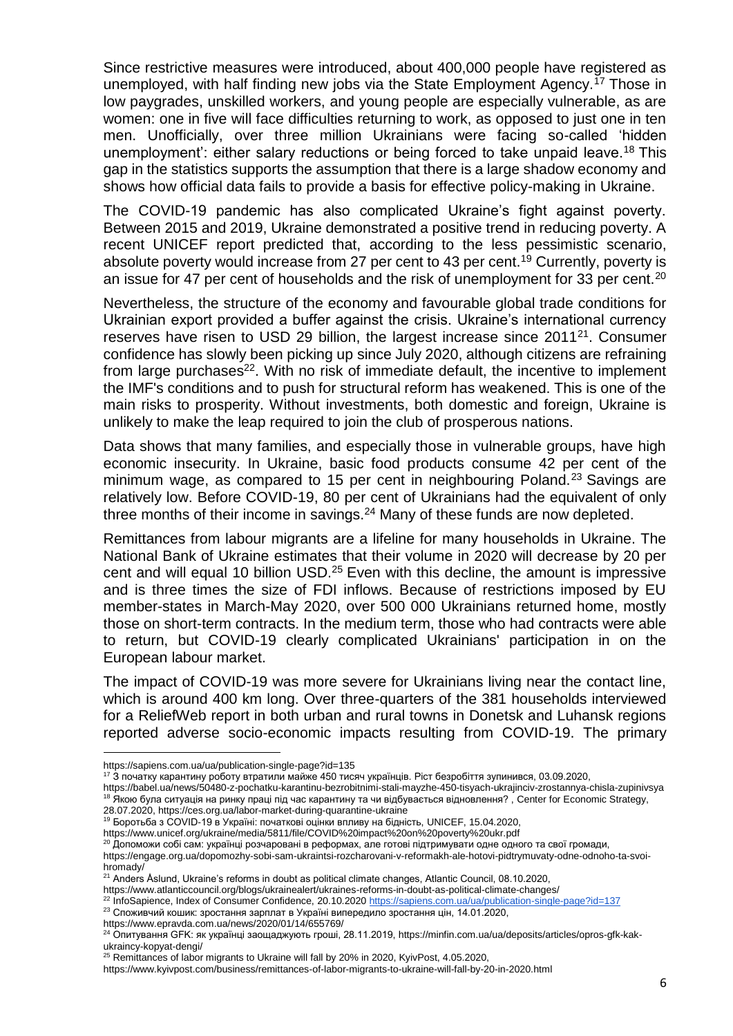Since restrictive measures were introduced, about 400,000 people have registered as unemployed, with half finding new jobs via the State Employment Agency.[17] Those in low paygrades, unskilled workers, and young people are especially vulnerable, as are women: one in five will face difficulties returning to work, as opposed to just one in ten men. Unofficially, over three million Ukrainians were facing so-called 'hidden unemployment': either salary reductions or being forced to take unpaid leave.[18] This gap in the statistics supports the assumption that there is a large shadow economy and shows how official data fails to provide a basis for effective policy-making in Ukraine.

The COVID-19 pandemic has also complicated Ukraine's fight against poverty. Between 2015 and 2019, Ukraine demonstrated a positive trend in reducing poverty. A recent UNICEF report predicted that, according to the less pessimistic scenario, absolute poverty would increase from 27 per cent to 43 per cent.[19] Currently, poverty is an issue for 47 per cent of households and the risk of unemployment for 33 per cent.[20]

Nevertheless, the structure of the economy and favourable global trade conditions for Ukrainian export provided a buffer against the crisis. Ukraine's international currency reserves have risen to USD 29 billion, the largest increase since 2011[21]. Consumer confidence has slowly been picking up since July 2020, although citizens are refraining from large purchases[22]. With no risk of immediate default, the incentive to implement the IMF's conditions and to push for structural reform has weakened. This is one of the main risks to prosperity. Without investments, both domestic and foreign, Ukraine is unlikely to make the leap required to join the club of prosperous nations.

Data shows that many families, and especially those in vulnerable groups, have high economic insecurity. In Ukraine, basic food products consume 42 per cent of the minimum wage, as compared to 15 per cent in neighbouring Poland.[23] Savings are relatively low. Before COVID-19, 80 per cent of Ukrainians had the equivalent of only three months of their income in savings.[24] Many of these funds are now depleted.

Remittances from labour migrants are a lifeline for many households in Ukraine. The National Bank of Ukraine estimates that their volume in 2020 will decrease by 20 per cent and will equal 10 billion USD.[25] Even with this decline, the amount is impressive and is three times the size of FDI inflows. Because of restrictions imposed by EU member-states in March-May 2020, over 500 000 Ukrainians returned home, mostly those on short-term contracts. In the medium term, those who had contracts were able to return, but COVID-19 clearly complicated Ukrainians' participation in on the European labour market.

The impact of COVID-19 was more severe for Ukrainians living near the contact line, which is around 400 km long. Over three-quarters of the 381 households interviewed for a ReliefWeb report in both urban and rural towns in Donetsk and Luhansk regions reported adverse socio-economic impacts resulting from COVID-19. The primary

---

https://sapiens.com.ua/ua/publication-single-page?id=135

[17] З початку карантину роботу втратили майже 450 тисяч українців. Ріст безробіття зупинився, 03.09.2020, https://babel.ua/news/50480-z-pochatku-karantinu-bezrobitnimi-stali-mayzhe-450-tisyach-ukrajinciv-zrostannya-chisla-zupinivsya

[18] Якою була ситуація на ринку праці під час карантину та чи відбувається відновлення? , Center for Economic Strategy, 28.07.2020, https://ces.org.ua/labor-market-during-quarantine-ukraine

[19] Боротьба з COVID-19 в Україні: початкові оцінки впливу на бідність, UNICEF, 15.04.2020, https://www.unicef.org/ukraine/media/5811/file/COVID%20impact%20on%20poverty%20ukr.pdf

[20] Допоможи собі сам: українці розчаровані в реформах, але готові підтримувати одне одного та свої громади, https://engage.org.ua/dopomozhy-sobi-sam-ukraintsi-rozcharovani-v-reformakh-ale-hotovi-pidtrymuvaty-odne-odnoho-ta-svoi-hromady/

[21] Anders Åslund, Ukraine's reforms in doubt as political climate changes, Atlantic Council, 08.10.2020, https://www.atlanticcouncil.org/blogs/ukrainealert/ukraines-reforms-in-doubt-as-political-climate-changes/

[22] InfoSapience, Index of Consumer Confidence, 20.10.2020 https://sapiens.com.ua/ua/publication-single-page?id=137

[23] Споживчий кошик: зростання зарплат в Україні випередило зростання цін, 14.01.2020, https://www.epravda.com.ua/news/2020/01/14/655769/

[24] Опитування GFK: як українці заощаджують гроші, 28.11.2019, https://minfin.com.ua/deposits/articles/opros-gfk-kak-ukraincy-kopyat-dengi/

[25] Remittances of labor migrants to Ukraine will fall by 20% in 2020, KyivPost, 4.05.2020, https://www.kyivpost.com/business/remittances-of-labor-migrants-to-ukraine-will-fall-by-20-in-2020.html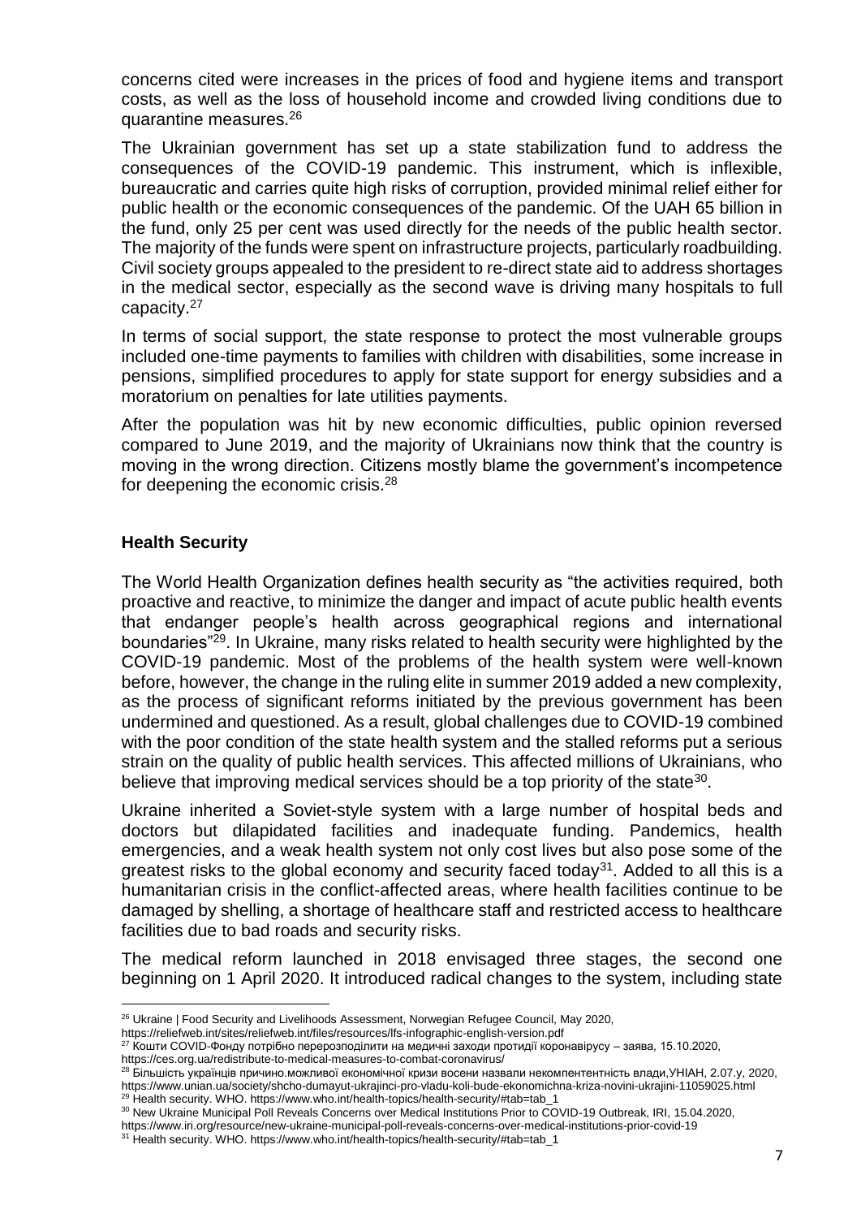concerns cited were increases in the prices of food and hygiene items and transport costs, as well as the loss of household income and crowded living conditions due to quarantine measures.[26]

The Ukrainian government has set up a state stabilization fund to address the consequences of the COVID-19 pandemic. This instrument, which is inflexible, bureaucratic and carries quite high risks of corruption, provided minimal relief either for public health or the economic consequences of the pandemic. Of the UAH 65 billion in the fund, only 25 per cent was used directly for the needs of the public health sector. The majority of the funds were spent on infrastructure projects, particularly roadbuilding. Civil society groups appealed to the president to re-direct state aid to address shortages in the medical sector, especially as the second wave is driving many hospitals to full capacity.[27]

In terms of social support, the state response to protect the most vulnerable groups included one-time payments to families with children with disabilities, some increase in pensions, simplified procedures to apply for state support for energy subsidies and a moratorium on penalties for late utilities payments.

After the population was hit by new economic difficulties, public opinion reversed compared to June 2019, and the majority of Ukrainians now think that the country is moving in the wrong direction. Citizens mostly blame the government's incompetence for deepening the economic crisis.[28]

## Health Security

The World Health Organization defines health security as "the activities required, both proactive and reactive, to minimize the danger and impact of acute public health events that endanger people's health across geographical regions and international boundaries"[29]. In Ukraine, many risks related to health security were highlighted by the COVID-19 pandemic. Most of the problems of the health system were well-known before, however, the change in the ruling elite in summer 2019 added a new complexity, as the process of significant reforms initiated by the previous government has been undermined and questioned. As a result, global challenges due to COVID-19 combined with the poor condition of the state health system and the stalled reforms put a serious strain on the quality of public health services. This affected millions of Ukrainians, who believe that improving medical services should be a top priority of the state[30].

Ukraine inherited a Soviet-style system with a large number of hospital beds and doctors but dilapidated facilities and inadequate funding. Pandemics, health emergencies, and a weak health system not only cost lives but also pose some of the greatest risks to the global economy and security faced today[31]. Added to all this is a humanitarian crisis in the conflict-affected areas, where health facilities continue to be damaged by shelling, a shortage of healthcare staff and restricted access to healthcare facilities due to bad roads and security risks.

The medical reform launched in 2018 envisaged three stages, the second one beginning on 1 April 2020. It introduced radical changes to the system, including state

---

[26] Ukraine | Food Security and Livelihoods Assessment, Norwegian Refugee Council, May 2020, https://reliefweb.int/sites/reliefweb.int/files/resources/lfs-infographic-english-version.pdf

[27] Кошти COVID-Фонду потрібно перерозподілити на медичні заходи протидії коронавірусу – заява, 15.10.2020, https://ces.org.ua/redistribute-to-medical-measures-to-combat-coronavirus/

[28] Більшість українців причино.можливої економічної кризи восени назвали некомпентентність влади,УНІАН, 2.07.у, 2020, https://www.unian.ua/society/shcho-dumayut-ukrajinci-pro-vladu-koli-bude-ekonomichna-kriza-novini-ukrajini-11059025.html

[29] Health security. WHO. https://www.who.int/health-topics/health-security/#tab=tab_1

[30] New Ukraine Municipal Poll Reveals Concerns over Medical Institutions Prior to COVID-19 Outbreak, IRI, 15.04.2020, https://www.iri.org/resource/new-ukraine-municipal-poll-reveals-concerns-over-medical-institutions-prior-covid-19

[31] Health security. WHO. https://www.who.int/health-topics/health-security/#tab=tab_1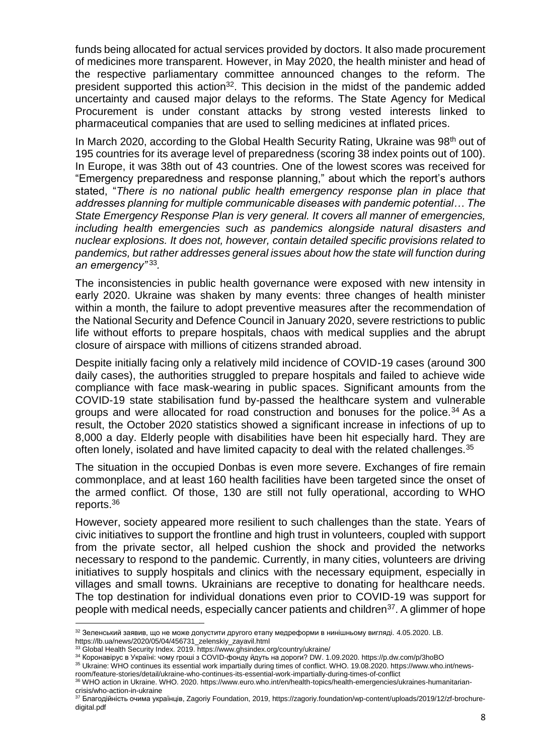funds being allocated for actual services provided by doctors. It also made procurement of medicines more transparent. However, in May 2020, the health minister and head of the respective parliamentary committee announced changes to the reform. The president supported this action[32]. This decision in the midst of the pandemic added uncertainty and caused major delays to the reforms. The State Agency for Medical Procurement is under constant attacks by strong vested interests linked to pharmaceutical companies that are used to selling medicines at inflated prices.

In March 2020, according to the Global Health Security Rating, Ukraine was 98th out of 195 countries for its average level of preparedness (scoring 38 index points out of 100). In Europe, it was 38th out of 43 countries. One of the lowest scores was received for "Emergency preparedness and response planning," about which the report's authors stated, "*There is no national public health emergency response plan in place that addresses planning for multiple communicable diseases with pandemic potential… The State Emergency Response Plan is very general. It covers all manner of emergencies, including health emergencies such as pandemics alongside natural disasters and nuclear explosions. It does not, however, contain detailed specific provisions related to pandemics, but rather addresses general issues about how the state will function during an emergency"*[33].

The inconsistencies in public health governance were exposed with new intensity in early 2020. Ukraine was shaken by many events: three changes of health minister within a month, the failure to adopt preventive measures after the recommendation of the National Security and Defence Council in January 2020, severe restrictions to public life without efforts to prepare hospitals, chaos with medical supplies and the abrupt closure of airspace with millions of citizens stranded abroad.

Despite initially facing only a relatively mild incidence of COVID-19 cases (around 300 daily cases), the authorities struggled to prepare hospitals and failed to achieve wide compliance with face mask-wearing in public spaces. Significant amounts from the COVID-19 state stabilisation fund by-passed the healthcare system and vulnerable groups and were allocated for road construction and bonuses for the police.[34] As a result, the October 2020 statistics showed a significant increase in infections of up to 8,000 a day. Elderly people with disabilities have been hit especially hard. They are often lonely, isolated and have limited capacity to deal with the related challenges.[35]

The situation in the occupied Donbas is even more severe. Exchanges of fire remain commonplace, and at least 160 health facilities have been targeted since the onset of the armed conflict. Of those, 130 are still not fully operational, according to WHO reports.[36]

However, society appeared more resilient to such challenges than the state. Years of civic initiatives to support the frontline and high trust in volunteers, coupled with support from the private sector, all helped cushion the shock and provided the networks necessary to respond to the pandemic. Currently, in many cities, volunteers are driving initiatives to supply hospitals and clinics with the necessary equipment, especially in villages and small towns. Ukrainians are receptive to donating for healthcare needs. The top destination for individual donations even prior to COVID-19 was support for people with medical needs, especially cancer patients and children[37]. A glimmer of hope

---

[32] Зеленський заявив, що не може допустити другого етапу медреформи в нинішньому вигляді. 4.05.2020. LB. https://lb.ua/news/2020/05/04/456731_zelenskiy_zayavil.html

[33] Global Health Security Index. 2019. https://www.ghsindex.org/country/ukraine/

[34] Коронавірус в Україні: чому гроші з COVID-фонду йдуть на дороги? DW. 1.09.2020. https://p.dw.com/p/3hoBO

[35] Ukraine: WHO continues its essential work impartially during times of conflict. WHO. 19.08.2020. https://www.who.int/news-room/feature-stories/detail/ukraine-who-continues-its-essential-work-impartially-during-times-of-conflict

[36] WHO action in Ukraine. WHO. 2020. https://www.euro.who.int/en/health-topics/health-emergencies/ukraines-humanitarian-crisis/who-action-in-ukraine

[37] Благодійність очима українців, Zagoriy Foundation, 2019, https://zagoriy.foundation/wp-content/uploads/2019/12/zf-brochure-digital.pdf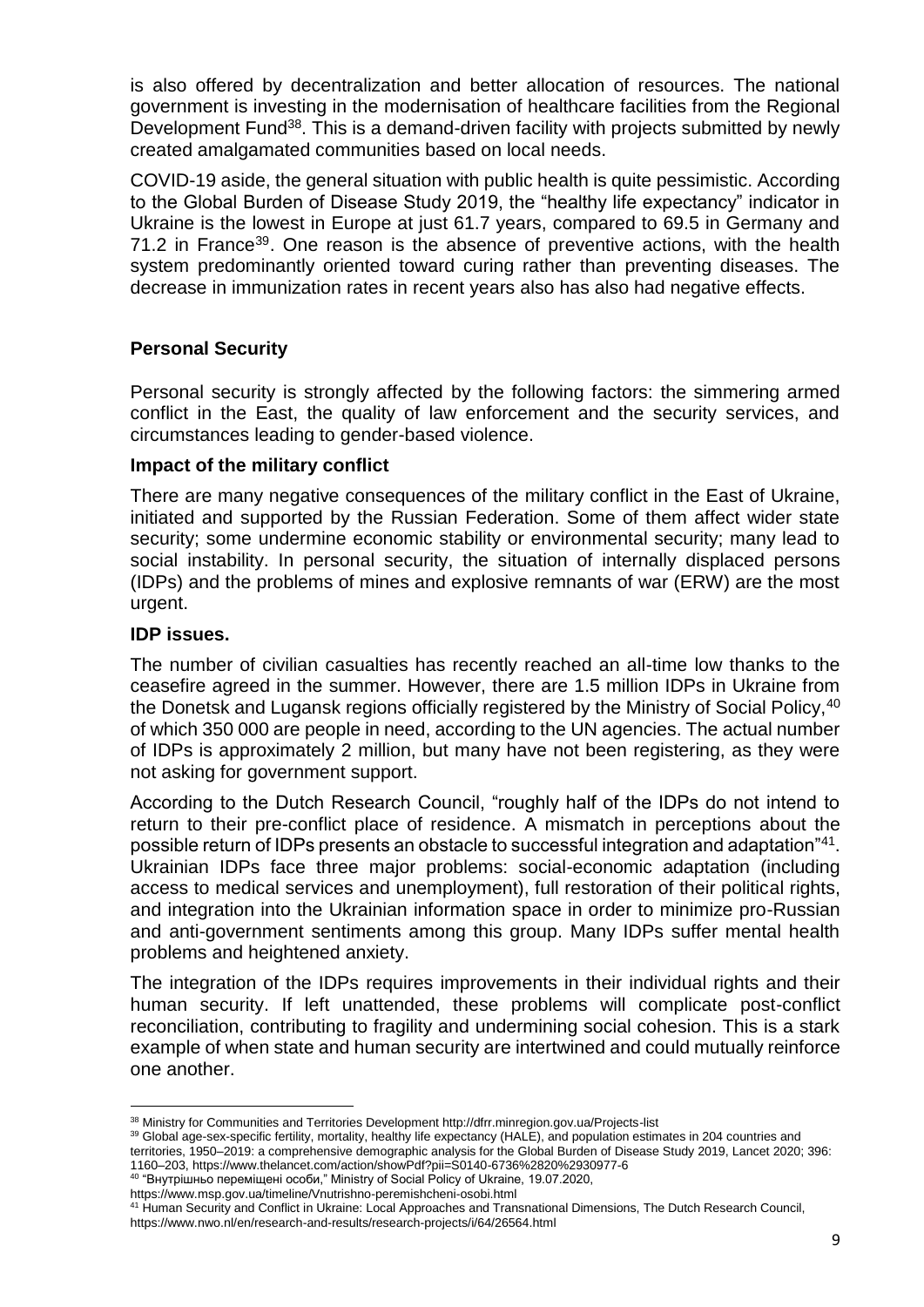is also offered by decentralization and better allocation of resources. The national government is investing in the modernisation of healthcare facilities from the Regional Development Fund[38]. This is a demand-driven facility with projects submitted by newly created amalgamated communities based on local needs.

COVID-19 aside, the general situation with public health is quite pessimistic. According to the Global Burden of Disease Study 2019, the "healthy life expectancy" indicator in Ukraine is the lowest in Europe at just 61.7 years, compared to 69.5 in Germany and 71.2 in France[39]. One reason is the absence of preventive actions, with the health system predominantly oriented toward curing rather than preventing diseases. The decrease in immunization rates in recent years also has also had negative effects.

## Personal Security

Personal security is strongly affected by the following factors: the simmering armed conflict in the East, the quality of law enforcement and the security services, and circumstances leading to gender-based violence.

### Impact of the military conflict

There are many negative consequences of the military conflict in the East of Ukraine, initiated and supported by the Russian Federation. Some of them affect wider state security; some undermine economic stability or environmental security; many lead to social instability. In personal security, the situation of internally displaced persons (IDPs) and the problems of mines and explosive remnants of war (ERW) are the most urgent.

### IDP issues.

The number of civilian casualties has recently reached an all-time low thanks to the ceasefire agreed in the summer. However, there are 1.5 million IDPs in Ukraine from the Donetsk and Lugansk regions officially registered by the Ministry of Social Policy,[40] of which 350 000 are people in need, according to the UN agencies. The actual number of IDPs is approximately 2 million, but many have not been registering, as they were not asking for government support.

According to the Dutch Research Council, "roughly half of the IDPs do not intend to return to their pre-conflict place of residence. A mismatch in perceptions about the possible return of IDPs presents an obstacle to successful integration and adaptation"[41]. Ukrainian IDPs face three major problems: social-economic adaptation (including access to medical services and unemployment), full restoration of their political rights, and integration into the Ukrainian information space in order to minimize pro-Russian and anti-government sentiments among this group. Many IDPs suffer mental health problems and heightened anxiety.

The integration of the IDPs requires improvements in their individual rights and their human security. If left unattended, these problems will complicate post-conflict reconciliation, contributing to fragility and undermining social cohesion. This is a stark example of when state and human security are intertwined and could mutually reinforce one another.

---

[38] Ministry for Communities and Territories Development http://dfrr.minregion.gov.ua/Projects-list

[39] Global age-sex-specific fertility, mortality, healthy life expectancy (HALE), and population estimates in 204 countries and territories, 1950–2019: a comprehensive demographic analysis for the Global Burden of Disease Study 2019, Lancet 2020; 396: 1160–203, https://www.thelancet.com/action/showPdf?pii=S0140-6736%2820%2930977-6

[40] "Внутрішньо переміщені особи," Ministry of Social Policy of Ukraine, 19.07.2020, https://www.msp.gov.ua/timeline/Vnutrishno-peremishcheni-osobi.html

[41] Human Security and Conflict in Ukraine: Local Approaches and Transnational Dimensions, The Dutch Research Council, https://www.nwo.nl/en/research-and-results/research-projects/i/64/26564.html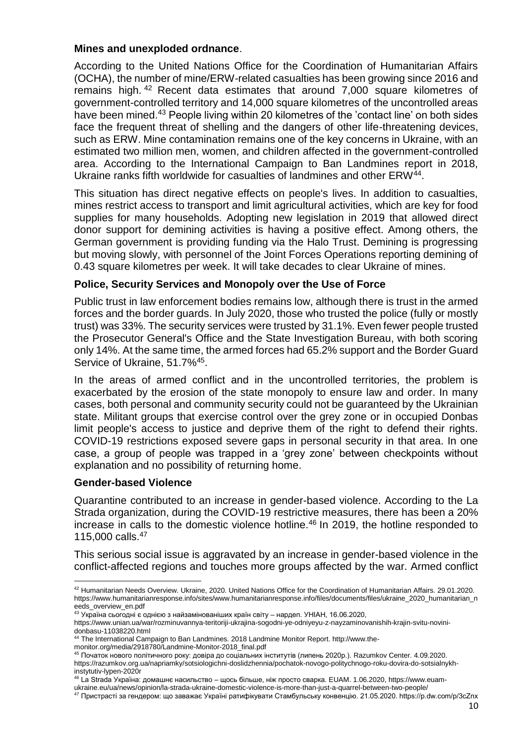**Mines and unexploded ordnance**.

According to the United Nations Office for the Coordination of Humanitarian Affairs (OCHA), the number of mine/ERW-related casualties has been growing since 2016 and remains high.[42] Recent data estimates that around 7,000 square kilometres of government-controlled territory and 14,000 square kilometres of the uncontrolled areas have been mined.[43] People living within 20 kilometres of the 'contact line' on both sides face the frequent threat of shelling and the dangers of other life-threatening devices, such as ERW. Mine contamination remains one of the key concerns in Ukraine, with an estimated two million men, women, and children affected in the government-controlled area. According to the International Campaign to Ban Landmines report in 2018, Ukraine ranks fifth worldwide for casualties of landmines and other ERW[44].

This situation has direct negative effects on people's lives. In addition to casualties, mines restrict access to transport and limit agricultural activities, which are key for food supplies for many households. Adopting new legislation in 2019 that allowed direct donor support for demining activities is having a positive effect. Among others, the German government is providing funding via the Halo Trust. Demining is progressing but moving slowly, with personnel of the Joint Forces Operations reporting demining of 0.43 square kilometres per week. It will take decades to clear Ukraine of mines.

**Police, Security Services and Monopoly over the Use of Force**

Public trust in law enforcement bodies remains low, although there is trust in the armed forces and the border guards. In July 2020, those who trusted the police (fully or mostly trust) was 33%. The security services were trusted by 31.1%. Even fewer people trusted the Prosecutor General's Office and the State Investigation Bureau, with both scoring only 14%. At the same time, the armed forces had 65.2% support and the Border Guard Service of Ukraine, 51.7%[45].

In the areas of armed conflict and in the uncontrolled territories, the problem is exacerbated by the erosion of the state monopoly to ensure law and order. In many cases, both personal and community security could not be guaranteed by the Ukrainian state. Militant groups that exercise control over the grey zone or in occupied Donbas limit people's access to justice and deprive them of the right to defend their rights. COVID-19 restrictions exposed severe gaps in personal security in that area. In one case, a group of people was trapped in a 'grey zone' between checkpoints without explanation and no possibility of returning home.

**Gender-based Violence**

Quarantine contributed to an increase in gender-based violence. According to the La Strada organization, during the COVID-19 restrictive measures, there has been a 20% increase in calls to the domestic violence hotline.[46] In 2019, the hotline responded to 115,000 calls.[47]

This serious social issue is aggravated by an increase in gender-based violence in the conflict-affected regions and touches more groups affected by the war. Armed conflict

---

[42] Humanitarian Needs Overview. Ukraine, 2020. United Nations Office for the Coordination of Humanitarian Affairs. 29.01.2020. https://www.humanitarianresponse.info/sites/www.humanitarianresponse.info/files/documents/files/ukraine_2020_humanitarian_needs_overview_en.pdf

[43] Україна сьогодні є однією з найзамінованіших країн світу – нардеп. УНІАН, 16.06.2020, https://www.unian.ua/war/rozminuvannya-teritoriji-ukrajina-sogodni-ye-odniyeyu-z-nayzaminovanishih-krajin-svitu-novini-donbasu-11038220.html

[44] The International Campaign to Ban Landmines. 2018 Landmine Monitor Report. http://www.the-monitor.org/media/2918780/Landmine-Monitor-2018_final.pdf

[45] Початок нового політичного року: довіра до соціальних інститутів (липень 2020р.). Razumkov Center. 4.09.2020. https://razumkov.org.ua/napriamky/sotsiologichni-doslidzhennia/pochatok-novogo-politychnogo-roku-dovira-do-sotsialnykh-instytutiv-lypen-2020r

[46] La Strada Україна: домашнє насильство – щось більше, ніж просто сварка. EUAM. 1.06.2020, https://www.euam-ukraine.eu/ua/news/opinion/la-strada-ukraine-domestic-violence-is-more-than-just-a-quarrel-between-two-people/

[47] Пристрасті за гендером: що заважає Україні ратифікувати Стамбульську конвенцію. 21.05.2020. https://p.dw.com/p/3cZnx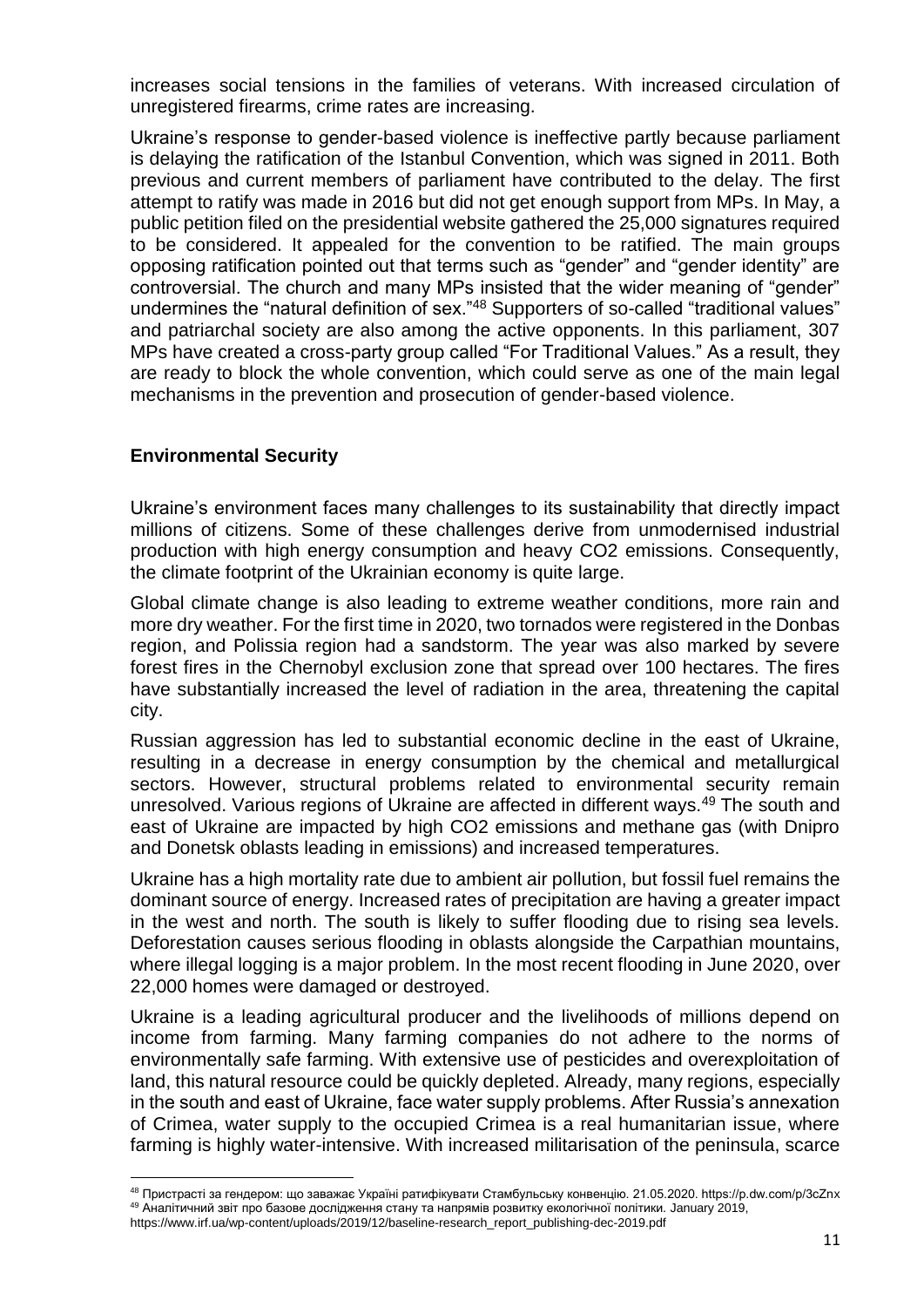increases social tensions in the families of veterans. With increased circulation of unregistered firearms, crime rates are increasing.

Ukraine's response to gender-based violence is ineffective partly because parliament is delaying the ratification of the Istanbul Convention, which was signed in 2011. Both previous and current members of parliament have contributed to the delay. The first attempt to ratify was made in 2016 but did not get enough support from MPs. In May, a public petition filed on the presidential website gathered the 25,000 signatures required to be considered. It appealed for the convention to be ratified. The main groups opposing ratification pointed out that terms such as "gender" and "gender identity" are controversial. The church and many MPs insisted that the wider meaning of "gender" undermines the "natural definition of sex."[48] Supporters of so-called "traditional values" and patriarchal society are also among the active opponents. In this parliament, 307 MPs have created a cross-party group called "For Traditional Values." As a result, they are ready to block the whole convention, which could serve as one of the main legal mechanisms in the prevention and prosecution of gender-based violence.

## Environmental Security

Ukraine's environment faces many challenges to its sustainability that directly impact millions of citizens. Some of these challenges derive from unmodernised industrial production with high energy consumption and heavy $CO_2$ emissions. Consequently, the climate footprint of the Ukrainian economy is quite large.

Global climate change is also leading to extreme weather conditions, more rain and more dry weather. For the first time in 2020, two tornados were registered in the Donbas region, and Polissia region had a sandstorm. The year was also marked by severe forest fires in the Chernobyl exclusion zone that spread over 100 hectares. The fires have substantially increased the level of radiation in the area, threatening the capital city.

Russian aggression has led to substantial economic decline in the east of Ukraine, resulting in a decrease in energy consumption by the chemical and metallurgical sectors. However, structural problems related to environmental security remain unresolved. Various regions of Ukraine are affected in different ways.[49] The south and east of Ukraine are impacted by high $CO_2$ emissions and methane gas (with Dnipro and Donetsk oblasts leading in emissions) and increased temperatures.

Ukraine has a high mortality rate due to ambient air pollution, but fossil fuel remains the dominant source of energy. Increased rates of precipitation are having a greater impact in the west and north. The south is likely to suffer flooding due to rising sea levels. Deforestation causes serious flooding in oblasts alongside the Carpathian mountains, where illegal logging is a major problem. In the most recent flooding in June 2020, over 22,000 homes were damaged or destroyed.

Ukraine is a leading agricultural producer and the livelihoods of millions depend on income from farming. Many farming companies do not adhere to the norms of environmentally safe farming. With extensive use of pesticides and overexploitation of land, this natural resource could be quickly depleted. Already, many regions, especially in the south and east of Ukraine, face water supply problems. After Russia's annexation of Crimea, water supply to the occupied Crimea is a real humanitarian issue, where farming is highly water-intensive. With increased militarisation of the peninsula, scarce

---

[48] Пристрасті за гендером: що заважає Україні ратифікувати Стамбульську конвенцію. 21.05.2020. https://p.dw.com/p/3cZnx

[49] Аналітичний звіт про базове дослідження стану та напрямів розвитку екологічної політики. January 2019, https://www.irf.ua/wp-content/uploads/2019/12/baseline-research_report_publishing-dec-2019.pdf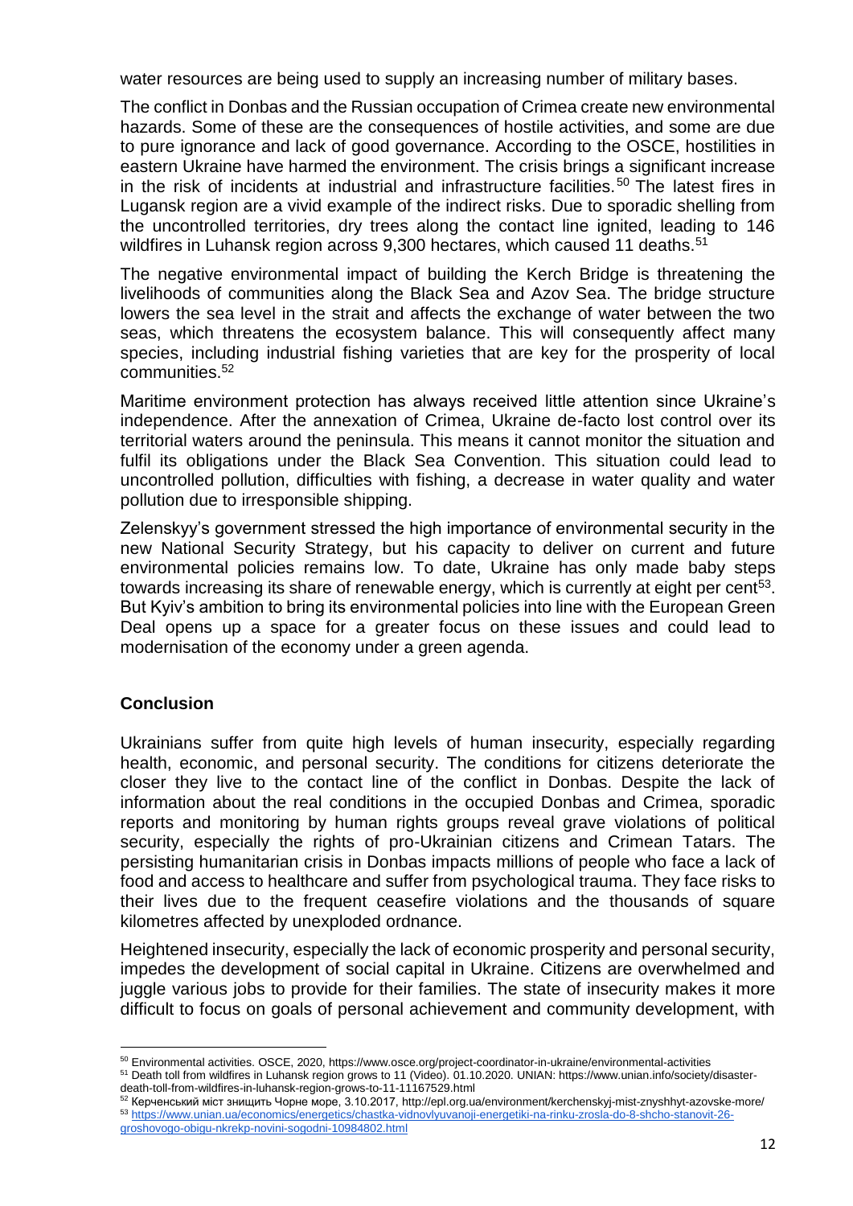water resources are being used to supply an increasing number of military bases.

The conflict in Donbas and the Russian occupation of Crimea create new environmental hazards. Some of these are the consequences of hostile activities, and some are due to pure ignorance and lack of good governance. According to the OSCE, hostilities in eastern Ukraine have harmed the environment. The crisis brings a significant increase in the risk of incidents at industrial and infrastructure facilities.[50] The latest fires in Lugansk region are a vivid example of the indirect risks. Due to sporadic shelling from the uncontrolled territories, dry trees along the contact line ignited, leading to 146 wildfires in Luhansk region across 9,300 hectares, which caused 11 deaths.[51]

The negative environmental impact of building the Kerch Bridge is threatening the livelihoods of communities along the Black Sea and Azov Sea. The bridge structure lowers the sea level in the strait and affects the exchange of water between the two seas, which threatens the ecosystem balance. This will consequently affect many species, including industrial fishing varieties that are key for the prosperity of local communities.[52]

Maritime environment protection has always received little attention since Ukraine's independence. After the annexation of Crimea, Ukraine de-facto lost control over its territorial waters around the peninsula. This means it cannot monitor the situation and fulfil its obligations under the Black Sea Convention. This situation could lead to uncontrolled pollution, difficulties with fishing, a decrease in water quality and water pollution due to irresponsible shipping.

Zelenskyy's government stressed the high importance of environmental security in the new National Security Strategy, but his capacity to deliver on current and future environmental policies remains low. To date, Ukraine has only made baby steps towards increasing its share of renewable energy, which is currently at eight per cent[53]. But Kyiv's ambition to bring its environmental policies into line with the European Green Deal opens up a space for a greater focus on these issues and could lead to modernisation of the economy under a green agenda.

## Conclusion

Ukrainians suffer from quite high levels of human insecurity, especially regarding health, economic, and personal security. The conditions for citizens deteriorate the closer they live to the contact line of the conflict in Donbas. Despite the lack of information about the real conditions in the occupied Donbas and Crimea, sporadic reports and monitoring by human rights groups reveal grave violations of political security, especially the rights of pro-Ukrainian citizens and Crimean Tatars. The persisting humanitarian crisis in Donbas impacts millions of people who face a lack of food and access to healthcare and suffer from psychological trauma. They face risks to their lives due to the frequent ceasefire violations and the thousands of square kilometres affected by unexploded ordnance.

Heightened insecurity, especially the lack of economic prosperity and personal security, impedes the development of social capital in Ukraine. Citizens are overwhelmed and juggle various jobs to provide for their families. The state of insecurity makes it more difficult to focus on goals of personal achievement and community development, with

---

[50] Environmental activities. OSCE, 2020, https://www.osce.org/project-coordinator-in-ukraine/environmental-activities

[51] Death toll from wildfires in Luhansk region grows to 11 (Video). 01.10.2020. UNIAN: https://www.unian.info/society/disaster-death-toll-from-wildfires-in-luhansk-region-grows-to-11-11167529.html

[52] Керченський міст знищить Чорне море, 3.10.2017, http://epl.org.ua/environment/kerchenskyj-mist-znyshhyt-azovske-more/

[53] https://www.unian.ua/economics/energetics/chastka-vidnovlyuvanoji-energetiki-na-rinku-zrosla-do-8-shcho-stanovit-26-groshovogo-obigu-nkrekp-novini-sogodni-10984802.html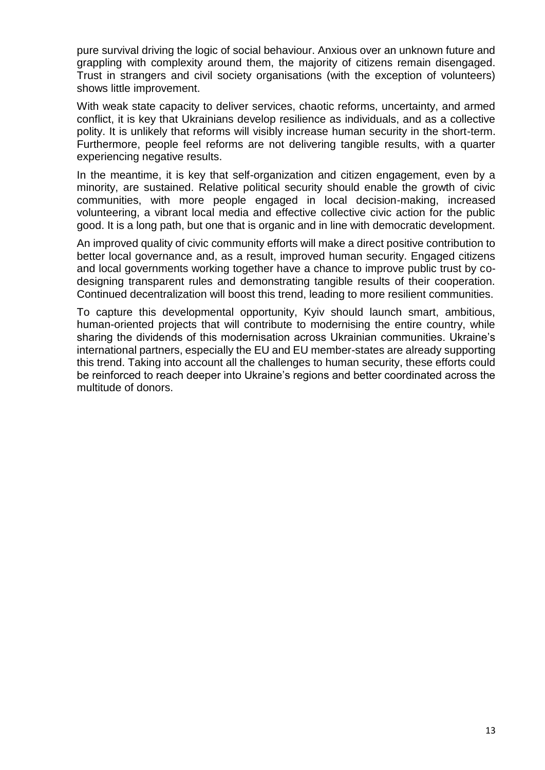pure survival driving the logic of social behaviour. Anxious over an unknown future and grappling with complexity around them, the majority of citizens remain disengaged. Trust in strangers and civil society organisations (with the exception of volunteers) shows little improvement.

With weak state capacity to deliver services, chaotic reforms, uncertainty, and armed conflict, it is key that Ukrainians develop resilience as individuals, and as a collective polity. It is unlikely that reforms will visibly increase human security in the short-term. Furthermore, people feel reforms are not delivering tangible results, with a quarter experiencing negative results.

In the meantime, it is key that self-organization and citizen engagement, even by a minority, are sustained. Relative political security should enable the growth of civic communities, with more people engaged in local decision-making, increased volunteering, a vibrant local media and effective collective civic action for the public good. It is a long path, but one that is organic and in line with democratic development.

An improved quality of civic community efforts will make a direct positive contribution to better local governance and, as a result, improved human security. Engaged citizens and local governments working together have a chance to improve public trust by co-designing transparent rules and demonstrating tangible results of their cooperation. Continued decentralization will boost this trend, leading to more resilient communities.

To capture this developmental opportunity, Kyiv should launch smart, ambitious, human-oriented projects that will contribute to modernising the entire country, while sharing the dividends of this modernisation across Ukrainian communities. Ukraine's international partners, especially the EU and EU member-states are already supporting this trend. Taking into account all the challenges to human security, these efforts could be reinforced to reach deeper into Ukraine's regions and better coordinated across the multitude of donors.